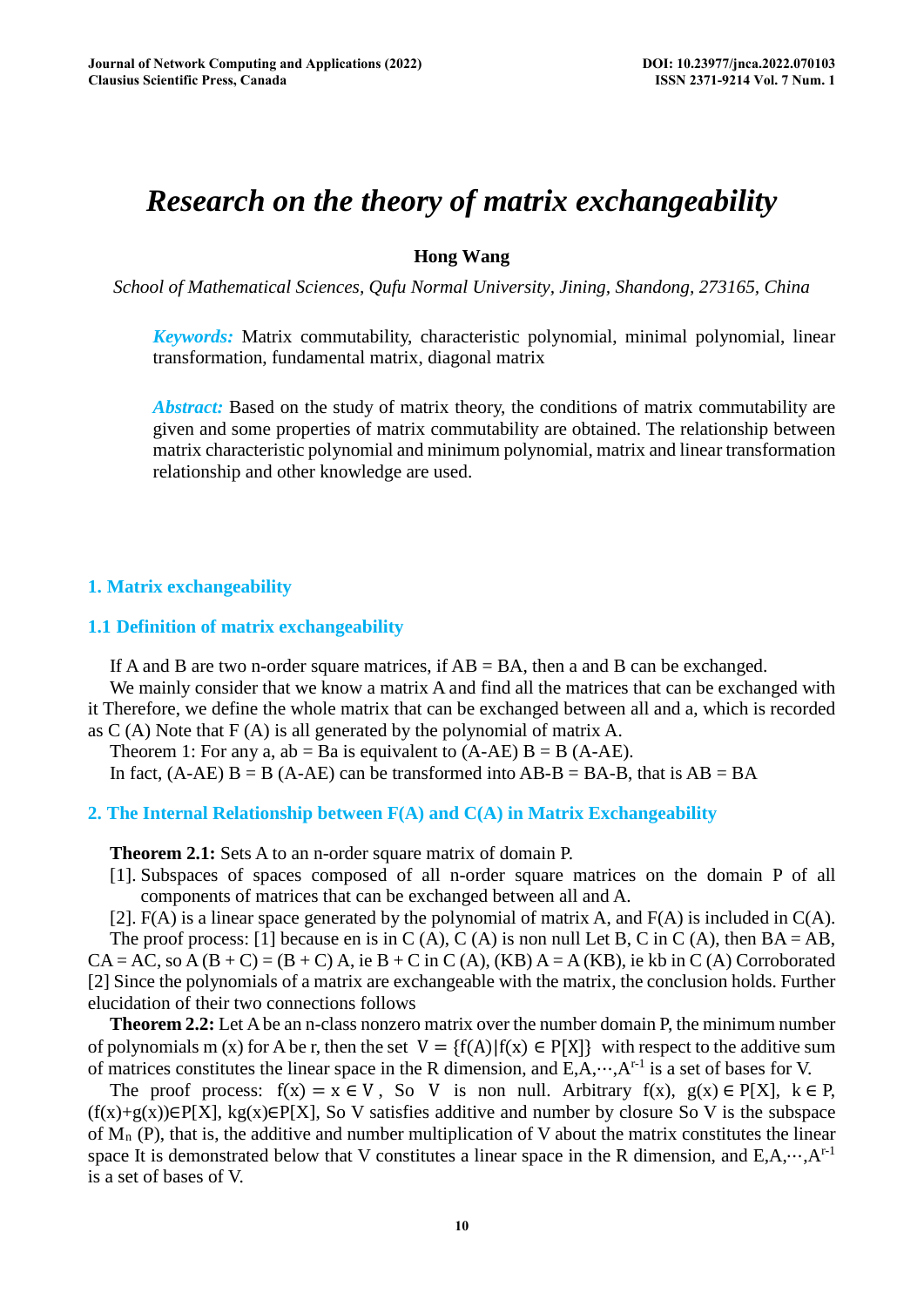# *Research on the theory of matrix exchangeability*

**Hong Wang**

*School of Mathematical Sciences, Qufu Normal University, Jining, Shandong, 273165, China*

***Keywords:*** Matrix commutability, characteristic polynomial, minimal polynomial, linear transformation, fundamental matrix, diagonal matrix

***Abstract:*** Based on the study of matrix theory, the conditions of matrix commutability are given and some properties of matrix commutability are obtained. The relationship between matrix characteristic polynomial and minimum polynomial, matrix and linear transformation relationship and other knowledge are used.

## 1. Matrix exchangeability

### 1.1 Definition of matrix exchangeability

If A and B are two n-order square matrices, if AB = BA, then a and B can be exchanged.

We mainly consider that we know a matrix A and find all the matrices that can be exchanged with it Therefore, we define the whole matrix that can be exchanged between all and a, which is recorded as C (A) Note that F (A) is all generated by the polynomial of matrix A.

Theorem 1: For any a, ab = Ba is equivalent to (A-AE) B = B (A-AE).

In fact, (A-AE) B = B (A-AE) can be transformed into AB-B = BA-B, that is AB = BA

## 2. The Internal Relationship between F(A) and C(A) in Matrix Exchangeability

**Theorem 2.1:** Sets A to an n-order square matrix of domain P.

[1]. Subspaces of spaces composed of all n-order square matrices on the domain P of all components of matrices that can be exchanged between all and A.

[2]. F(A) is a linear space generated by the polynomial of matrix A, and F(A) is included in C(A).

The proof process: [1] because en is in C (A), C (A) is non null Let B, C in C (A), then BA = AB, CA = AC, so A (B + C) = (B + C) A, ie B + C in C (A), (KB) A = A (KB), ie kb in C (A) Corroborated [2] Since the polynomials of a matrix are exchangeable with the matrix, the conclusion holds. Further elucidation of their two connections follows

**Theorem 2.2:** Let A be an n-class nonzero matrix over the number domain P, the minimum number of polynomials m (x) for A be r, then the set $V = \{f(A)|f(x) \in P[X]\}$ with respect to the additive sum of matrices constitutes the linear space in the R dimension, and E,A,⋯,$A^{r-1}$ is a set of bases for V.

The proof process: $f(x) = x \in V$, So V is non null. Arbitrary f(x), $g(x) \in P[X]$, $k \in P$, (f(x)+g(x))∈P[X], kg(x)∈P[X], So V satisfies additive and number by closure So V is the subspace of $M_n$ (P), that is, the additive and number multiplication of V about the matrix constitutes the linear space It is demonstrated below that V constitutes a linear space in the R dimension, and E,A,⋯,$A^{r-1}$ is a set of bases of V.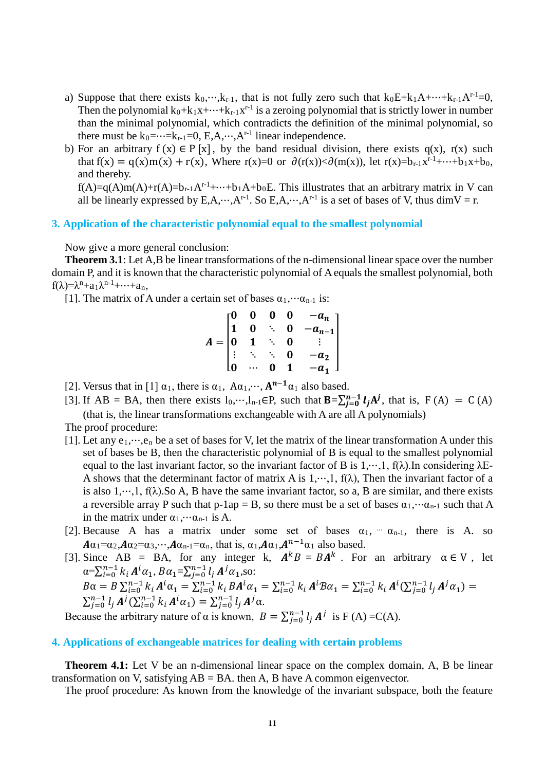a) Suppose that there exists $k_0,\cdots,k_{r-1}$, that is not fully zero such that $k_0E+k_1A+\cdots+k_{r-1}A^{r-1}=0$, Then the polynomial $k_0+k_1x+\cdots+k_{r-1}x^{r-1}$ is a zeroing polynomial that is strictly lower in number than the minimal polynomial, which contradicts the definition of the minimal polynomial, so there must be $k_0=\cdots=k_{r-1}=0$, $E,A,\cdots,A^{r-1}$ linear independence.

b) For an arbitrary $f(x) \in P[x]$, by the band residual division, there exists $q(x)$, $r(x)$ such that $f(x) = q(x)m(x) + r(x)$, Where $r(x)=0$ or $\partial(r(x))<\partial(m(x))$, let $r(x)=b_{r-1}x^{r-1}+\cdots+b_1x+b_0$, and thereby.

$f(A)=q(A)m(A)+r(A)=b_{r-1}A^{r-1}+\cdots+b_1A+b_0E$. This illustrates that an arbitrary matrix in V can all be linearly expressed by $E,A,\cdots,A^{r-1}$. So $E,A,\cdots,A^{r-1}$ is a set of bases of V, thus $\dim V = r$.

## 3. Application of the characteristic polynomial equal to the smallest polynomial

Now give a more general conclusion:

**Theorem 3.1**: Let A,B be linear transformations of the n-dimensional linear space over the number domain P, and it is known that the characteristic polynomial of A equals the smallest polynomial, both $f(\lambda)=\lambda^n+a_1\lambda^{n-1}+\cdots+a_n$,

[1]. The matrix of A under a certain set of bases $\alpha_1,\cdots\alpha_{n-1}$ is:

$$\boldsymbol{A}=\begin{bmatrix} \mathbf{0} & \mathbf{0} & \mathbf{0} & \mathbf{0} & -\boldsymbol{a_n} \\ \mathbf{1} & \mathbf{0} & \ddots & \mathbf{0} & -\boldsymbol{a_{n-1}} \\ \mathbf{0} & \mathbf{1} & \ddots & \mathbf{0} & \vdots \\ \vdots & \ddots & \ddots & \mathbf{0} & -\boldsymbol{a_2} \\ \mathbf{0} & \cdots & \mathbf{0} & \mathbf{1} & -\boldsymbol{a_1} \end{bmatrix}$$

[2]. Versus that in [1] $\alpha_1$, there is $\alpha_1$, $A\alpha_1,\cdots$, $\boldsymbol{A^{n-1}}\alpha_1$ also based.

[3]. If AB = BA, then there exists $l_0,\cdots,l_{n-1}\in P$, such that $\mathbf{B}=\sum_{j=0}^{n-1} \boldsymbol{l_j A^j}$, that is, F (A) = C (A) (that is, the linear transformations exchangeable with A are all A polynomials)

The proof procedure:

[1]. Let any $e_1,\cdots,e_n$ be a set of bases for V, let the matrix of the linear transformation A under this set of bases be B, then the characteristic polynomial of B is equal to the smallest polynomial equal to the last invariant factor, so the invariant factor of B is $1,\cdots,1$, $f(\lambda)$.In considering $\lambda E-A$ shows that the determinant factor of matrix A is $1,\cdots,1$, $f(\lambda)$, Then the invariant factor of a is also $1,\cdots,1$, $f(\lambda)$.So A, B have the same invariant factor, so a, B are similar, and there exists a reversible array P such that p-1ap = B, so there must be a set of bases $\alpha_1,\cdots\alpha_{n-1}$ such that A in the matrix under $\alpha_1,\cdots\alpha_{n-1}$ is A.

[2]. Because A has a matrix under some set of bases $\alpha_1$, $\cdots$ $\alpha_{n-1}$, there is A. so $\boldsymbol{A}\alpha_1=\alpha_2$,$\boldsymbol{A}\alpha_2=\alpha_3,\cdots,\boldsymbol{A}\alpha_{n-1}=\alpha_n$, that is, $\alpha_1$,$\boldsymbol{A}\alpha_1$,$\boldsymbol{A}^{n-1}\alpha_1$ also based.

[3]. Since AB = BA, for any integer k, $\boldsymbol{A}^k B = B\boldsymbol{A}^k$ . For an arbitrary $\alpha \in V$, let $\alpha=\sum_{i=0}^{n-1} k_i \boldsymbol{A}^i\alpha_1$, $B\alpha_1=\sum_{j=0}^{n-1} l_j \boldsymbol{A}^j\alpha_1$,so:

$B\alpha = B\sum_{i=0}^{n-1} k_i \boldsymbol{A}^i\alpha_1 = \sum_{i=0}^{n-1} k_i B\boldsymbol{A}^i\alpha_1 = \sum_{i=0}^{n-1} k_i \boldsymbol{A}^i\mathcal{B}\alpha_1 = \sum_{i=0}^{n-1} k_i \boldsymbol{A}^i(\sum_{j=0}^{n-1} l_j \boldsymbol{A}^j\alpha_1) = \sum_{j=0}^{n-1} l_j \boldsymbol{A}^j(\sum_{i=0}^{n-1} k_i \boldsymbol{A}^i\alpha_1) = \sum_{j=0}^{n-1} l_j \boldsymbol{A}^j\alpha.$

Because the arbitrary nature of $\alpha$ is known, $B = \sum_{j=0}^{n-1} l_j \boldsymbol{A}^j$ is F (A) =C(A).

## 4. Applications of exchangeable matrices for dealing with certain problems

**Theorem 4.1:** Let V be an n-dimensional linear space on the complex domain, A, B be linear transformation on V, satisfying AB = BA. then A, B have A common eigenvector.

The proof procedure: As known from the knowledge of the invariant subspace, both the feature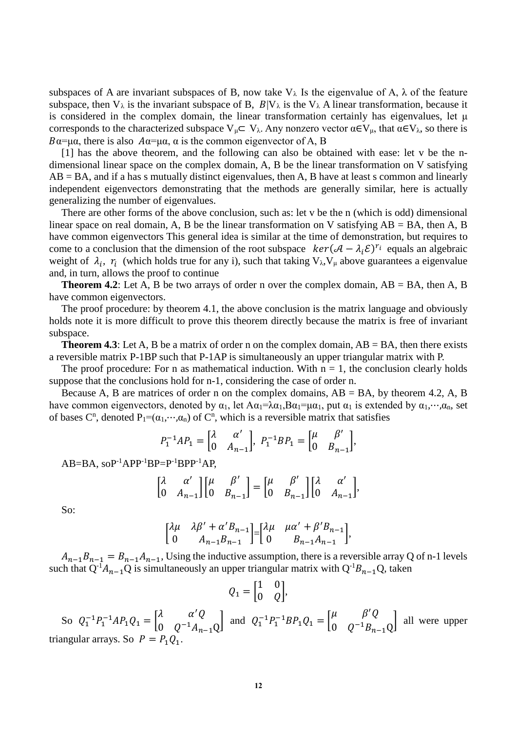subspaces of A are invariant subspaces of B, now take $V_\lambda$ Is the eigenvalue of A, λ of the feature subspace, then $V_\lambda$ is the invariant subspace of B, $B|V_\lambda$ is the $V_\lambda$ A linear transformation, because it is considered in the complex domain, the linear transformation certainly has eigenvalues, let μ corresponds to the characterized subspace $V_\mu \subset V_\lambda$. Any nonzero vector $\alpha \in V_\mu$, that $\alpha \in V_\lambda$, so there is $B\alpha=\mu\alpha$, there is also $A\alpha=\mu\alpha$, α is the common eigenvector of A, B

[1] has the above theorem, and the following can also be obtained with ease: let v be the n-dimensional linear space on the complex domain, A, B be the linear transformation on V satisfying AB = BA, and if a has s mutually distinct eigenvalues, then A, B have at least s common and linearly independent eigenvectors demonstrating that the methods are generally similar, here is actually generalizing the number of eigenvalues.

There are other forms of the above conclusion, such as: let v be the n (which is odd) dimensional linear space on real domain, A, B be the linear transformation on V satisfying AB = BA, then A, B have common eigenvectors This general idea is similar at the time of demonstration, but requires to come to a conclusion that the dimension of the root subspace $ker(\mathcal{A}-\lambda_i\mathcal{E})^{r_i}$ equals an algebraic weight of $\lambda_i$, $r_i$ (which holds true for any i), such that taking $V_\lambda$,$V_\mu$ above guarantees a eigenvalue and, in turn, allows the proof to continue

**Theorem 4.2**: Let A, B be two arrays of order n over the complex domain, AB = BA, then A, B have common eigenvectors.

The proof procedure: by theorem 4.1, the above conclusion is the matrix language and obviously holds note it is more difficult to prove this theorem directly because the matrix is free of invariant subspace.

**Theorem 4.3**: Let A, B be a matrix of order n on the complex domain, AB = BA, then there exists a reversible matrix $P^{-1}BP$ such that $P^{-1}AP$ is simultaneously an upper triangular matrix with P.

The proof procedure: For n as mathematical induction. With n = 1, the conclusion clearly holds suppose that the conclusions hold for n-1, considering the case of order n.

Because A, B are matrices of order n on the complex domains, AB = BA, by theorem 4.2, A, B have common eigenvectors, denoted by $\alpha_1$, let $A\alpha_1=\lambda\alpha_1$,$B\alpha_1=\mu\alpha_1$, put $\alpha_1$ is extended by $\alpha_1,\cdots,\alpha_n$, set of bases $C^n$, denoted $P_1=(\alpha_1,\cdots,\alpha_n)$ of $C^n$, which is a reversible matrix that satisfies

$$P_1^{-1}AP_1=\begin{bmatrix}\lambda & \alpha' \\ 0 & A_{n-1}\end{bmatrix},\ P_1^{-1}BP_1=\begin{bmatrix}\mu & \beta' \\ 0 & B_{n-1}\end{bmatrix},$$

AB=BA, so$P^{-1}APP^{-1}BP=P^{-1}BPP^{-1}AP$,

$$\begin{bmatrix}\lambda & \alpha' \\ 0 & A_{n-1}\end{bmatrix}\begin{bmatrix}\mu & \beta' \\ 0 & B_{n-1}\end{bmatrix}=\begin{bmatrix}\mu & \beta' \\ 0 & B_{n-1}\end{bmatrix}\begin{bmatrix}\lambda & \alpha' \\ 0 & A_{n-1}\end{bmatrix},$$

So:

$$\begin{bmatrix}\lambda\mu & \lambda\beta'+\alpha' B_{n-1} \\ 0 & A_{n-1}B_{n-1}\end{bmatrix}=\begin{bmatrix}\lambda\mu & \mu\alpha'+\beta' B_{n-1} \\ 0 & B_{n-1}A_{n-1}\end{bmatrix},$$

$A_{n-1}B_{n-1}=B_{n-1}A_{n-1}$, Using the inductive assumption, there is a reversible array Q of n-1 levels such that $Q^{-1}A_{n-1}Q$ is simultaneously an upper triangular matrix with $Q^{-1}B_{n-1}Q$, taken

$$Q_1=\begin{bmatrix}1 & 0 \\ 0 & Q\end{bmatrix},$$

So $Q_1^{-1}P_1^{-1}AP_1Q_1=\begin{bmatrix}\lambda & \alpha' Q \\ 0 & Q^{-1}A_{n-1}Q\end{bmatrix}$ and $Q_1^{-1}P_1^{-1}BP_1Q_1=\begin{bmatrix}\mu & \beta' Q \\ 0 & Q^{-1}B_{n-1}Q\end{bmatrix}$ all were upper triangular arrays. So $P=P_1Q_1$.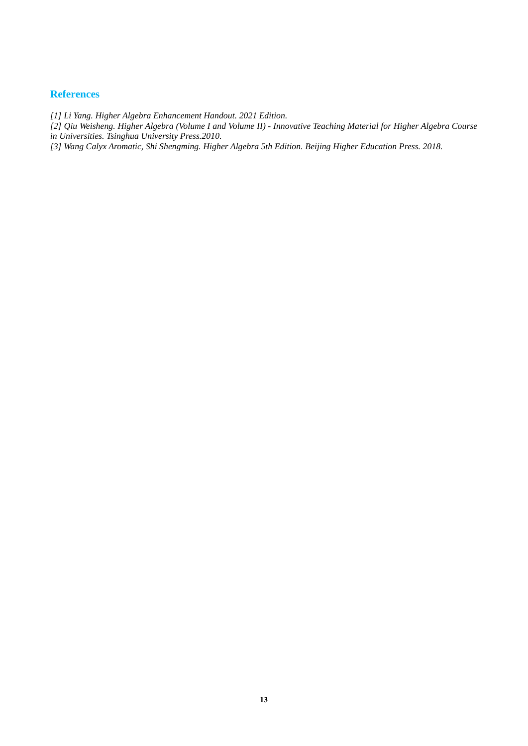## References

*[1] Li Yang. Higher Algebra Enhancement Handout. 2021 Edition.*

*[2] Qiu Weisheng. Higher Algebra (Volume I and Volume II) - Innovative Teaching Material for Higher Algebra Course in Universities. Tsinghua University Press.2010.*

*[3] Wang Calyx Aromatic, Shi Shengming. Higher Algebra 5th Edition. Beijing Higher Education Press. 2018.*